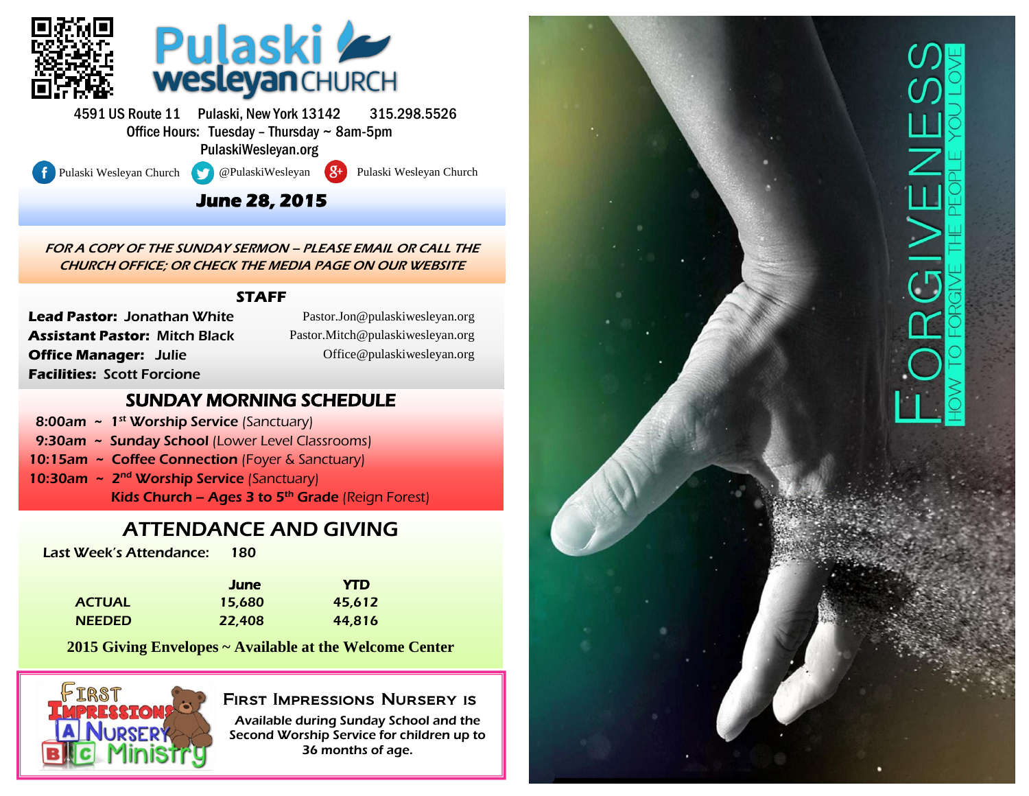# Pulaski Wesleyan CHURCH

4591 US Route 11 Pulaski, New York 13142 315.298.5526
Office Hours: Tuesday – Thursday ~ 8am-5pm
PulaskiWesleyan.org

Pulaski Wesleyan Church @PulaskiWesleyan Pulaski Wesleyan Church

## June 28, 2015

*FOR A COPY OF THE SUNDAY SERMON – PLEASE EMAIL OR CALL THE CHURCH OFFICE; OR CHECK THE MEDIA PAGE ON OUR WEBSITE*

## STAFF

**Lead Pastor:** Jonathan White — Pastor.Jon@pulaskiwesleyan.org
**Assistant Pastor:** Mitch Black — Pastor.Mitch@pulaskiwesleyan.org
**Office Manager:** Julie — Office@pulaskiwesleyan.org
**Facilities:** Scott Forcione

## SUNDAY MORNING SCHEDULE

- 8:00am ~ **1st Worship Service** (Sanctuary)
- 9:30am ~ **Sunday School** (Lower Level Classrooms)
- 10:15am ~ **Coffee Connection** (Foyer & Sanctuary)
- 10:30am ~ **2nd Worship Service** (Sanctuary)
  **Kids Church – Ages 3 to 5th Grade** (Reign Forest)

## ATTENDANCE AND GIVING

Last Week's Attendance: 180

| | June | YTD |
|---|---|---|
| ACTUAL | 15,680 | 45,612 |
| NEEDED | 22,408 | 44,816 |

**2015 Giving Envelopes ~ Available at the Welcome Center**

First Impressions Nursery Ministry

### First Impressions Nursery is

Available during Sunday School and the Second Worship Service for children up to 36 months of age.

# FORGIVENESS

HOW TO FORGIVE THE PEOPLE YOU LOVE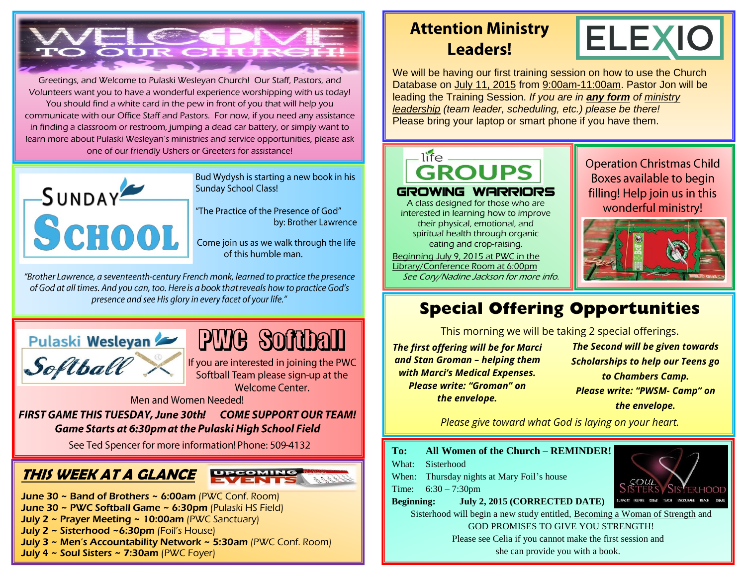# WELCOME TO OUR CHURCH!

Greetings, and Welcome to Pulaski Wesleyan Church! Our Staff, Pastors, and Volunteers want you to have a wonderful experience worshipping with us today! You should find a white card in the pew in front of you that will help you communicate with our Office Staff and Pastors. For now, if you need any assistance in finding a classroom or restroom, jumping a dead car battery, or simply want to learn more about Pulaski Wesleyan's ministries and service opportunities, please ask one of our friendly Ushers or Greeters for assistance!

## Sunday School

Bud Wydysh is starting a new book in his Sunday School Class!

"The Practice of the Presence of God" by: Brother Lawrence

Come join us as we walk through the life of this humble man.

*"Brother Lawrence, a seventeenth-century French monk, learned to practice the presence of God at all times. And you can, too. Here is a book that reveals how to practice God's presence and see His glory in every facet of your life."*

## PWC Softball

Pulaski Wesleyan Softball

If you are interested in joining the PWC Softball Team please sign-up at the Welcome Center.

Men and Women Needed!

***FIRST GAME THIS TUESDAY, June 30th!   COME SUPPORT OUR TEAM!***

***Game Starts at 6:30pm at the Pulaski High School Field***

See Ted Spencer for more information! Phone: 509-4132

## THIS WEEK AT A GLANCE

UPCOMING EVENTS

**June 30 ~ Band of Brothers ~ 6:00am** (PWC Conf. Room)
**June 30 ~ PWC Softball Game ~ 6:30pm** (Pulaski HS Field)
**July 2 ~ Prayer Meeting ~ 10:00am** (PWC Sanctuary)
**July 2 ~ Sisterhood ~6:30pm** (Foil's House)
**July 3 ~ Men's Accountability Network ~ 5:30am** (PWC Conf. Room)
**July 4 ~ Soul Sisters ~ 7:30am** (PWC Foyer)

## Attention Ministry Leaders!

ELEXIO

We will be having our first training session on how to use the Church Database on July 11, 2015 from 9:00am-11:00am. Pastor Jon will be leading the Training Session. *If you are in **any form** of ministry leadership (team leader, scheduling, etc.) please be there!* Please bring your laptop or smart phone if you have them.

## life GROUPS

### GROWING WARRIORS

A class designed for those who are interested in learning how to improve their physical, emotional, and spiritual health through organic eating and crop-raising.

Beginning July 9, 2015 at PWC in the Library/Conference Room at 6:00pm

*See Cory/Nadine Jackson for more info.*

Operation Christmas Child Boxes available to begin filling! Help join us in this wonderful ministry!

## Special Offering Opportunities

This morning we will be taking 2 special offerings.

***The first offering will be for Marci and Stan Groman – helping them with Marci's Medical Expenses. Please write: "Groman" on the envelope.***

***The Second will be given towards Scholarships to help our Teens go to Chambers Camp. Please write: "PWSM- Camp" on the envelope.***

*Please give toward what God is laying on your heart.*

**To:** **All Women of the Church – REMINDER!**
What: Sisterhood
When: Thursday nights at Mary Foil's house
Time: 6:30 – 7:30pm
**Beginning:** **July 2, 2015 (CORRECTED DATE)**

SOUL SISTERS SISTERHOOD — SUPPORT INSPIRE SERVE TEACH ENCOURAGE REACH SHARE

Sisterhood will begin a new study entitled, Becoming a Woman of Strength and GOD PROMISES TO GIVE YOU STRENGTH! Please see Celia if you cannot make the first session and she can provide you with a book.